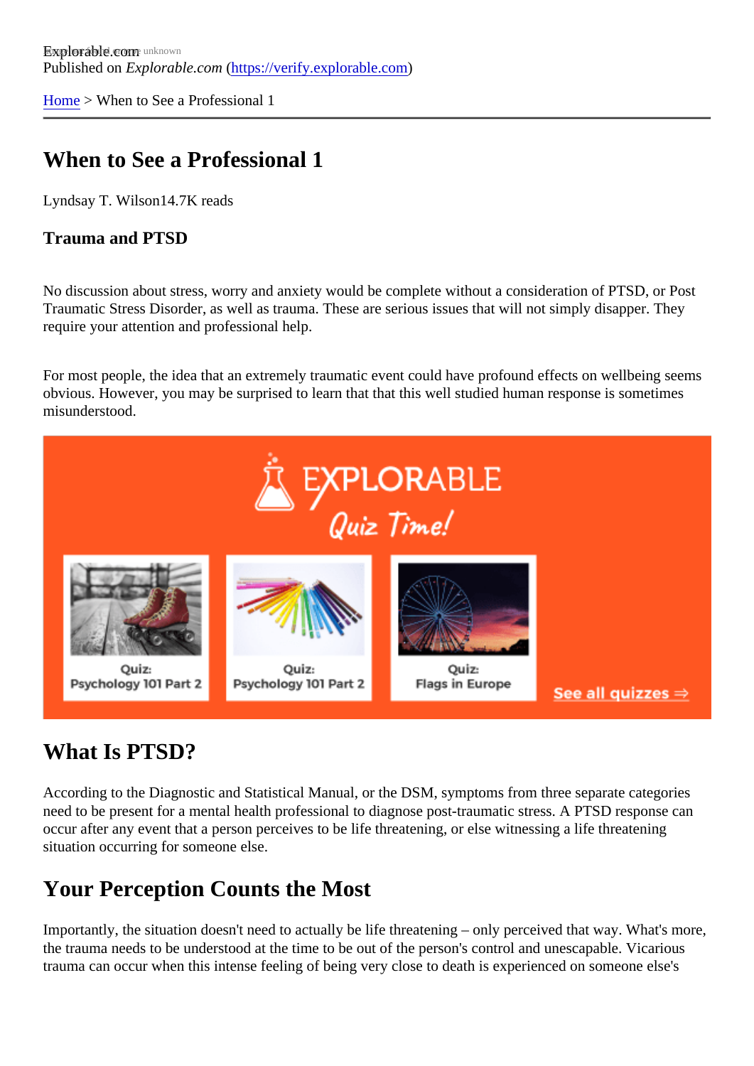Explorable.com
Published on *Explorable.com* (https://verify.explorable.com)

Home > When to See a Professional 1

# When to See a Professional 1

Lyndsay T. Wilson14.7K reads

### Trauma and PTSD

No discussion about stress, worry and anxiety would be complete without a consideration of PTSD, or Post Traumatic Stress Disorder, as well as trauma. These are serious issues that will not simply disapper. They require your attention and professional help.

For most people, the idea that an extremely traumatic event could have profound effects on wellbeing seems obvious. However, you may be surprised to learn that that this well studied human response is sometimes misunderstood.

## What Is PTSD?

According to the Diagnostic and Statistical Manual, or the DSM, symptoms from three separate categories need to be present for a mental health professional to diagnose post-traumatic stress. A PTSD response can occur after any event that a person perceives to be life threatening, or else witnessing a life threatening situation occurring for someone else.

## Your Perception Counts the Most

Importantly, the situation doesn't need to actually be life threatening – only perceived that way. What's more, the trauma needs to be understood at the time to be out of the person's control and unescapable. Vicarious trauma can occur when this intense feeling of being very close to death is experienced on someone else's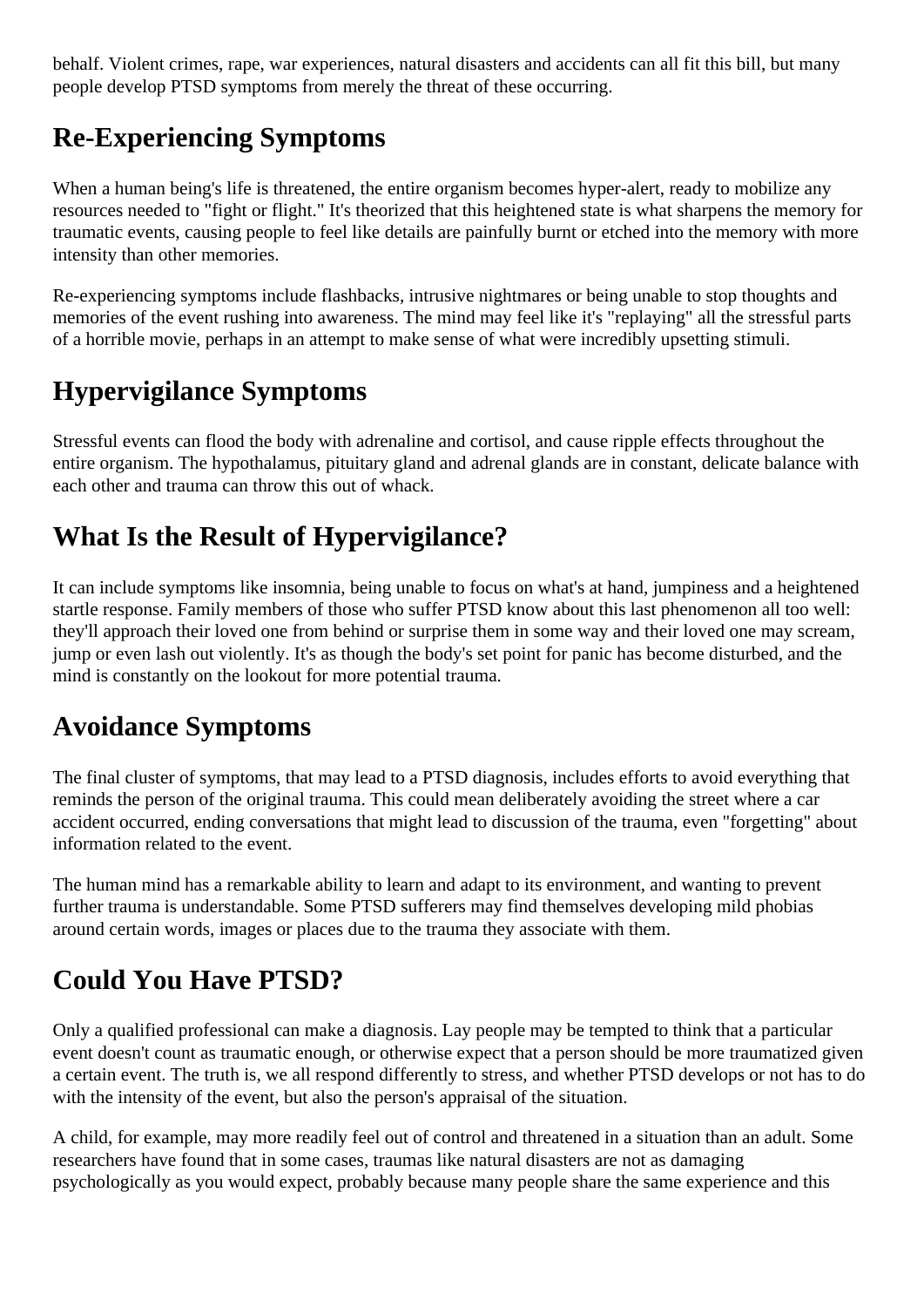behalf. Violent crimes, rape, war experiences, natural disasters and accidents can all fit this bill, but many people develop PTSD symptoms from merely the threat of these occurring.

## Re-Experiencing Symptoms

When a human being's life is threatened, the entire organism becomes hyper-alert, ready to mobilize any resources needed to "fight or flight." It's theorized that this heightened state is what sharpens the memory for traumatic events, causing people to feel like details are painfully burnt or etched into the memory with more intensity than other memories.

Re-experiencing symptoms include flashbacks, intrusive nightmares or being unable to stop thoughts and memories of the event rushing into awareness. The mind may feel like it's "replaying" all the stressful parts of a horrible movie, perhaps in an attempt to make sense of what were incredibly upsetting stimuli.

## Hypervigilance Symptoms

Stressful events can flood the body with adrenaline and cortisol, and cause ripple effects throughout the entire organism. The hypothalamus, pituitary gland and adrenal glands are in constant, delicate balance with each other and trauma can throw this out of whack.

## What Is the Result of Hypervigilance?

It can include symptoms like insomnia, being unable to focus on what's at hand, jumpiness and a heightened startle response. Family members of those who suffer PTSD know about this last phenomenon all too well: they'll approach their loved one from behind or surprise them in some way and their loved one may scream, jump or even lash out violently. It's as though the body's set point for panic has become disturbed, and the mind is constantly on the lookout for more potential trauma.

## Avoidance Symptoms

The final cluster of symptoms, that may lead to a PTSD diagnosis, includes efforts to avoid everything that reminds the person of the original trauma. This could mean deliberately avoiding the street where a car accident occurred, ending conversations that might lead to discussion of the trauma, even "forgetting" about information related to the event.

The human mind has a remarkable ability to learn and adapt to its environment, and wanting to prevent further trauma is understandable. Some PTSD sufferers may find themselves developing mild phobias around certain words, images or places due to the trauma they associate with them.

## Could You Have PTSD?

Only a qualified professional can make a diagnosis. Lay people may be tempted to think that a particular event doesn't count as traumatic enough, or otherwise expect that a person should be more traumatized given a certain event. The truth is, we all respond differently to stress, and whether PTSD develops or not has to do with the intensity of the event, but also the person's appraisal of the situation.

A child, for example, may more readily feel out of control and threatened in a situation than an adult. Some researchers have found that in some cases, traumas like natural disasters are not as damaging psychologically as you would expect, probably because many people share the same experience and this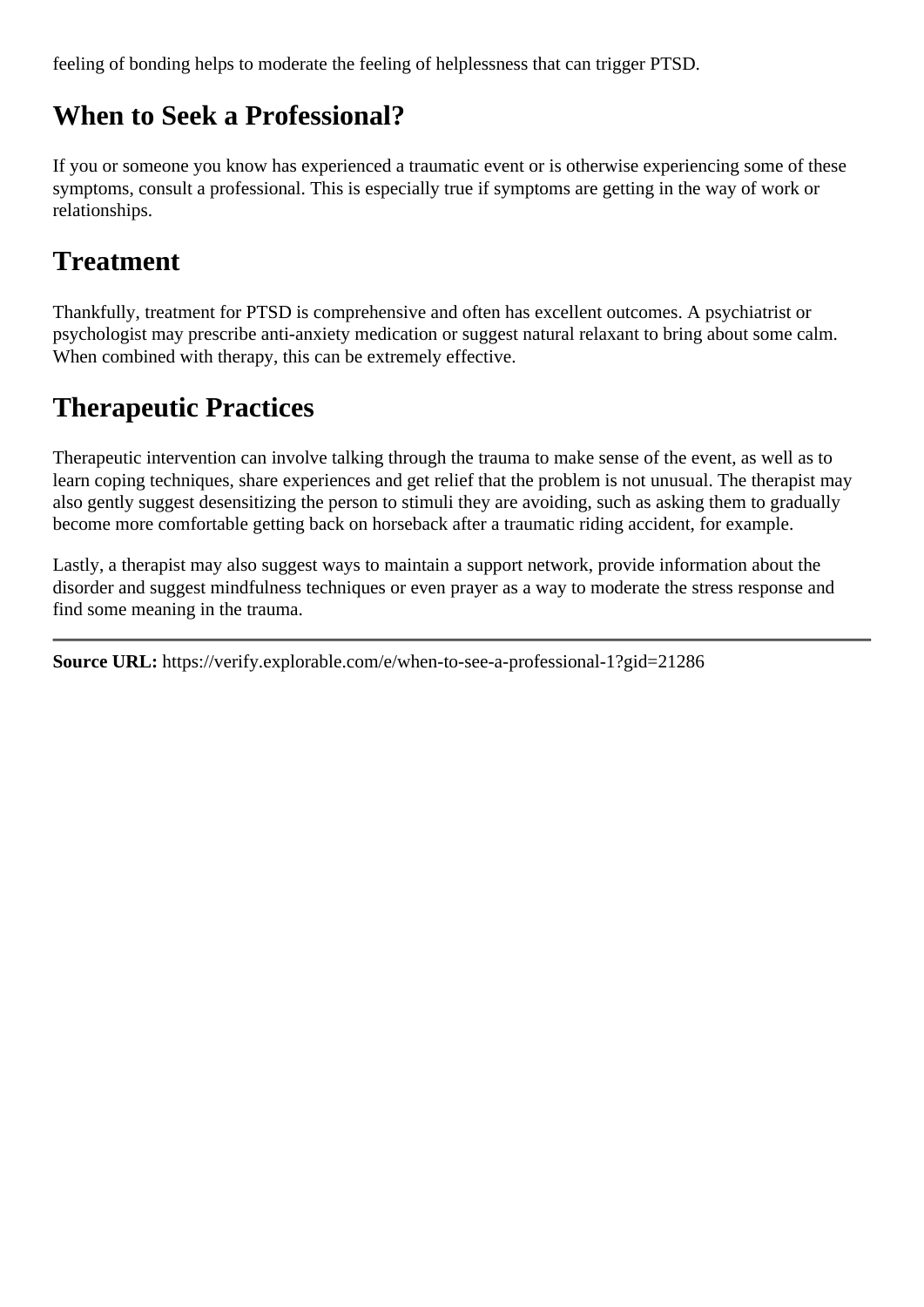feeling of bonding helps to moderate the feeling of helplessness that can trigger PTSD.

## When to Seek a Professional?

If you or someone you know has experienced a traumatic event or is otherwise experiencing some of these symptoms, consult a professional. This is especially true if symptoms are getting in the way of work or relationships.

## Treatment

Thankfully, treatment for PTSD is comprehensive and often has excellent outcomes. A psychiatrist or psychologist may prescribe anti-anxiety medication or suggest natural relaxant to bring about some calm. When combined with therapy, this can be extremely effective.

## Therapeutic Practices

Therapeutic intervention can involve talking through the trauma to make sense of the event, as well as to learn coping techniques, share experiences and get relief that the problem is not unusual. The therapist may also gently suggest desensitizing the person to stimuli they are avoiding, such as asking them to gradually become more comfortable getting back on horseback after a traumatic riding accident, for example.

Lastly, a therapist may also suggest ways to maintain a support network, provide information about the disorder and suggest mindfulness techniques or even prayer as a way to moderate the stress response and find some meaning in the trauma.

---

**Source URL:** https://verify.explorable.com/e/when-to-see-a-professional-1?gid=21286